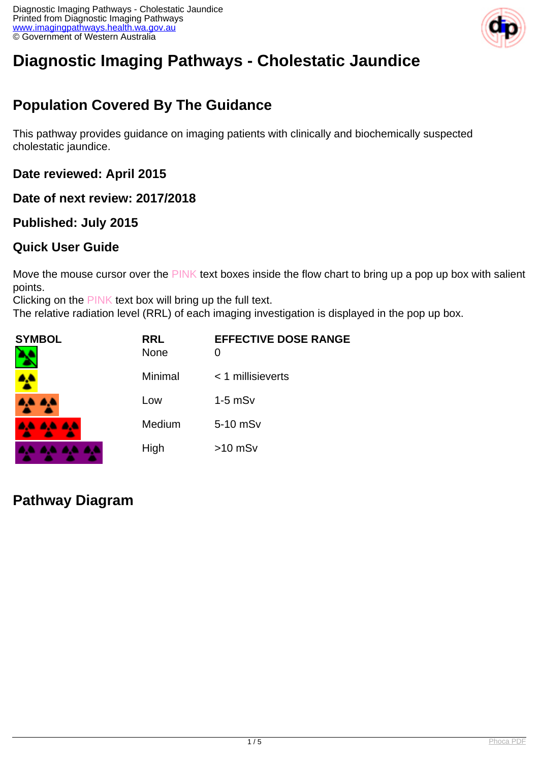# Diagnostic Imaging Pathways - Cholestatic Jaundice

## Population Covered By The Guidance

This pathway provides guidance on imaging patients with clinically and biochemically suspected cholestatic jaundice.

### Date reviewed: April 2015

### Date of next review: 2017/2018

### Published: July 2015

### Quick User Guide

Move the mouse cursor over the PINK text boxes inside the flow chart to bring up a pop up box with salient points.
Clicking on the PINK text box will bring up the full text.
The relative radiation level (RRL) of each imaging investigation is displayed in the pop up box.

| SYMBOL | RRL | EFFECTIVE DOSE RANGE |
|---|---|---|
| | None | 0 |
| | Minimal | < 1 millisieverts |
| | Low | 1-5 mSv |
| | Medium | 5-10 mSv |
| | High | >10 mSv |

## Pathway Diagram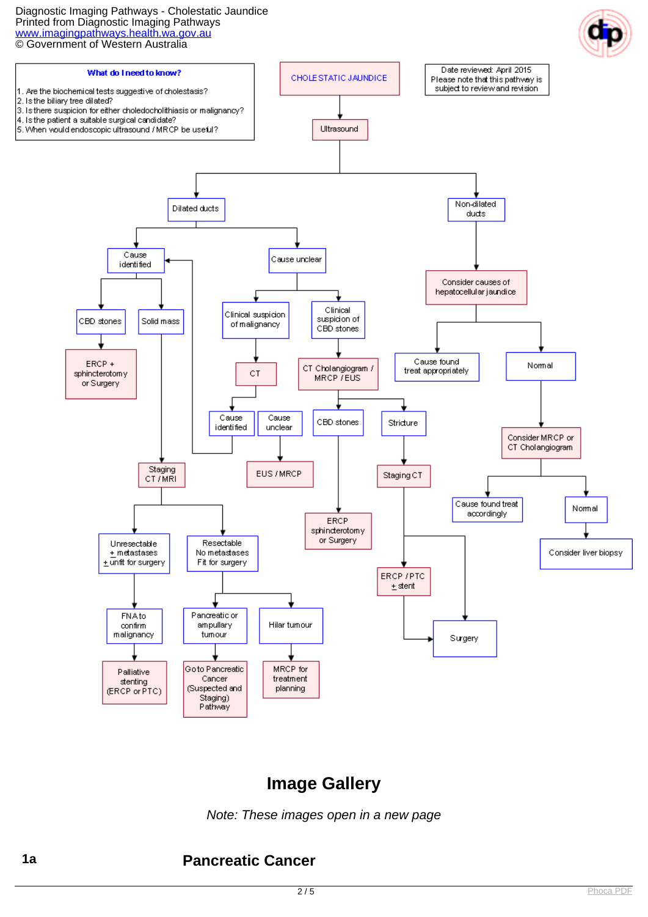**What do I need to know?**

1. Are the biochemical tests suggestive of cholestasis?
2. Is the biliary tree dilated?
3. Is there suspicion for either choledocholithiasis or malignancy?
4. Is the patient a suitable surgical candidate?
5. When would endoscopic ultrasound / MRCP be useful?

Date reviewed: April 2015
Please note that this pathway is subject to review and revision

**CHOLESTATIC JAUNDICE**

- Ultrasound
  - Dilated ducts
    - Cause identified
      - CBD stones
        - ERCP + sphincterotomy or Surgery
      - Solid mass
        - Staging CT / MRI
          - Unresectable ± metastases ± unfit for surgery
            - FNA to confirm malignancy
              - Palliative stenting (ERCP or PTC)
          - Resectable No metastases Fit for surgery
            - Pancreatic or ampullary tumour
              - Go to Pancreatic Cancer (Suspected and Staging) Pathway
            - Hilar tumour
              - MRCP for treatment planning
    - Cause unclear
      - Clinical suspicion of malignancy
        - CT
          - Cause identified (→ Cause identified)
          - Cause unclear
            - EUS / MRCP
      - Clinical suspicion of CBD stones
        - CT Cholangiogram / MRCP / EUS
          - CBD stones
            - ERCP sphincterotomy or Surgery
          - Stricture
            - Staging CT
              - ERCP / PTC ± stent
                - Surgery
              - Surgery
  - Non-dilated ducts
    - Consider causes of hepatocellular jaundice
      - Cause found treat appropriately
      - Normal
        - Consider MRCP or CT Cholangiogram
          - Cause found treat accordingly
          - Normal
            - Consider liver biopsy

## Image Gallery

*Note: These images open in a new page*

**1a** **Pancreatic Cancer**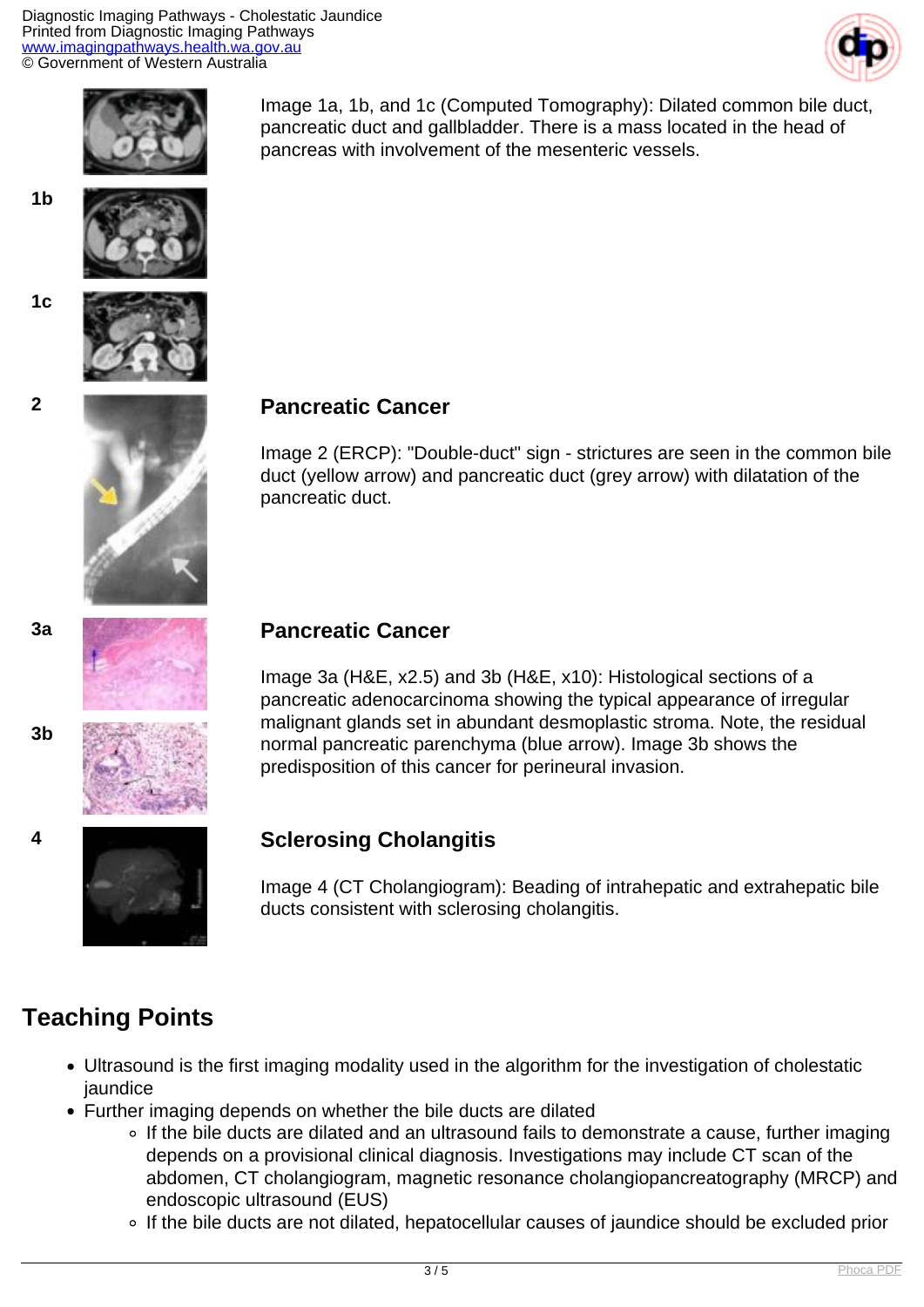Image 1a, 1b, and 1c (Computed Tomography): Dilated common bile duct, pancreatic duct and gallbladder. There is a mass located in the head of pancreas with involvement of the mesenteric vessels.

### Pancreatic Cancer

Image 2 (ERCP): "Double-duct" sign - strictures are seen in the common bile duct (yellow arrow) and pancreatic duct (grey arrow) with dilatation of the pancreatic duct.

### Pancreatic Cancer

Image 3a (H&E, x2.5) and 3b (H&E, x10): Histological sections of a pancreatic adenocarcinoma showing the typical appearance of irregular malignant glands set in abundant desmoplastic stroma. Note, the residual normal pancreatic parenchyma (blue arrow). Image 3b shows the predisposition of this cancer for perineural invasion.

### Sclerosing Cholangitis

Image 4 (CT Cholangiogram): Beading of intrahepatic and extrahepatic bile ducts consistent with sclerosing cholangitis.

## Teaching Points

- Ultrasound is the first imaging modality used in the algorithm for the investigation of cholestatic jaundice
- Further imaging depends on whether the bile ducts are dilated
  - If the bile ducts are dilated and an ultrasound fails to demonstrate a cause, further imaging depends on a provisional clinical diagnosis. Investigations may include CT scan of the abdomen, CT cholangiogram, magnetic resonance cholangiopancreatography (MRCP) and endoscopic ultrasound (EUS)
  - If the bile ducts are not dilated, hepatocellular causes of jaundice should be excluded prior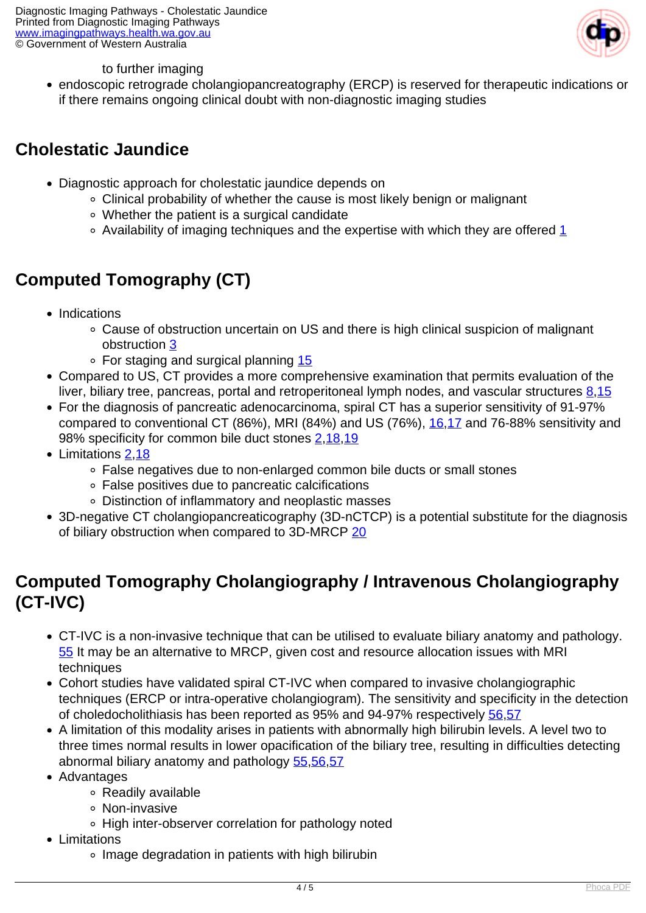to further imaging

- endoscopic retrograde cholangiopancreatography (ERCP) is reserved for therapeutic indications or if there remains ongoing clinical doubt with non-diagnostic imaging studies

## Cholestatic Jaundice

- Diagnostic approach for cholestatic jaundice depends on
  - Clinical probability of whether the cause is most likely benign or malignant
  - Whether the patient is a surgical candidate
  - Availability of imaging techniques and the expertise with which they are offered 1

## Computed Tomography (CT)

- Indications
  - Cause of obstruction uncertain on US and there is high clinical suspicion of malignant obstruction 3
  - For staging and surgical planning 15
- Compared to US, CT provides a more comprehensive examination that permits evaluation of the liver, biliary tree, pancreas, portal and retroperitoneal lymph nodes, and vascular structures 8,15
- For the diagnosis of pancreatic adenocarcinoma, spiral CT has a superior sensitivity of 91-97% compared to conventional CT (86%), MRI (84%) and US (76%), 16,17 and 76-88% sensitivity and 98% specificity for common bile duct stones 2,18,19
- Limitations 2,18
  - False negatives due to non-enlarged common bile ducts or small stones
  - False positives due to pancreatic calcifications
  - Distinction of inflammatory and neoplastic masses
- 3D-negative CT cholangiopancreaticography (3D-nCTCP) is a potential substitute for the diagnosis of biliary obstruction when compared to 3D-MRCP 20

## Computed Tomography Cholangiography / Intravenous Cholangiography (CT-IVC)

- CT-IVC is a non-invasive technique that can be utilised to evaluate biliary anatomy and pathology. 55 It may be an alternative to MRCP, given cost and resource allocation issues with MRI techniques
- Cohort studies have validated spiral CT-IVC when compared to invasive cholangiographic techniques (ERCP or intra-operative cholangiogram). The sensitivity and specificity in the detection of choledocholithiasis has been reported as 95% and 94-97% respectively 56,57
- A limitation of this modality arises in patients with abnormally high bilirubin levels. A level two to three times normal results in lower opacification of the biliary tree, resulting in difficulties detecting abnormal biliary anatomy and pathology 55,56,57
- Advantages
  - Readily available
  - Non-invasive
  - High inter-observer correlation for pathology noted
- Limitations
  - Image degradation in patients with high bilirubin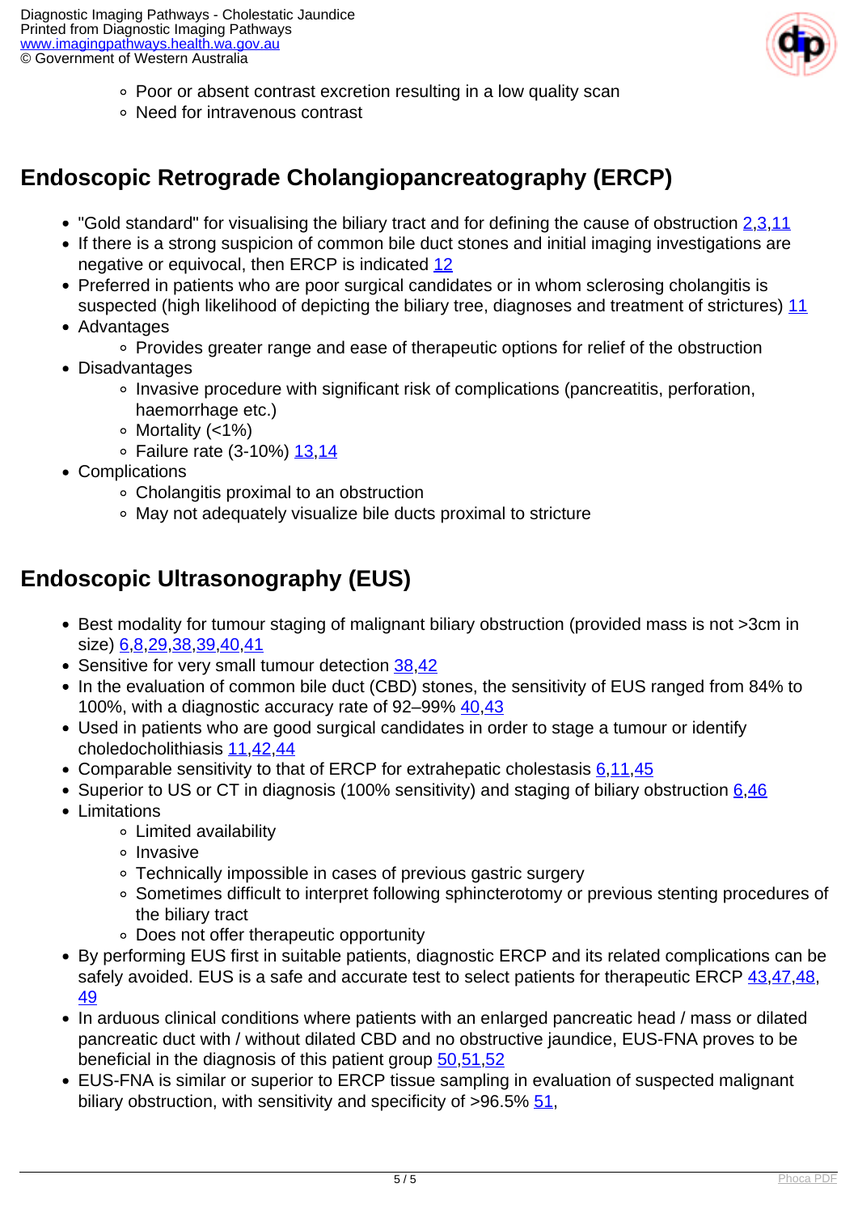- Poor or absent contrast excretion resulting in a low quality scan
    - Need for intravenous contrast

## Endoscopic Retrograde Cholangiopancreatography (ERCP)

- "Gold standard" for visualising the biliary tract and for defining the cause of obstruction 2,3,11
- If there is a strong suspicion of common bile duct stones and initial imaging investigations are negative or equivocal, then ERCP is indicated 12
- Preferred in patients who are poor surgical candidates or in whom sclerosing cholangitis is suspected (high likelihood of depicting the biliary tree, diagnoses and treatment of strictures) 11
- Advantages
    - Provides greater range and ease of therapeutic options for relief of the obstruction
- Disadvantages
    - Invasive procedure with significant risk of complications (pancreatitis, perforation, haemorrhage etc.)
    - Mortality (<1%)
    - Failure rate (3-10%) 13,14
- Complications
    - Cholangitis proximal to an obstruction
    - May not adequately visualize bile ducts proximal to stricture

## Endoscopic Ultrasonography (EUS)

- Best modality for tumour staging of malignant biliary obstruction (provided mass is not >3cm in size) 6,8,29,38,39,40,41
- Sensitive for very small tumour detection 38,42
- In the evaluation of common bile duct (CBD) stones, the sensitivity of EUS ranged from 84% to 100%, with a diagnostic accuracy rate of 92–99% 40,43
- Used in patients who are good surgical candidates in order to stage a tumour or identify choledocholithiasis 11,42,44
- Comparable sensitivity to that of ERCP for extrahepatic cholestasis 6,11,45
- Superior to US or CT in diagnosis (100% sensitivity) and staging of biliary obstruction 6,46
- Limitations
    - Limited availability
    - Invasive
    - Technically impossible in cases of previous gastric surgery
    - Sometimes difficult to interpret following sphincterotomy or previous stenting procedures of the biliary tract
    - Does not offer therapeutic opportunity
- By performing EUS first in suitable patients, diagnostic ERCP and its related complications can be safely avoided. EUS is a safe and accurate test to select patients for therapeutic ERCP 43,47,48,49
- In arduous clinical conditions where patients with an enlarged pancreatic head / mass or dilated pancreatic duct with / without dilated CBD and no obstructive jaundice, EUS-FNA proves to be beneficial in the diagnosis of this patient group 50,51,52
- EUS-FNA is similar or superior to ERCP tissue sampling in evaluation of suspected malignant biliary obstruction, with sensitivity and specificity of >96.5% 51,